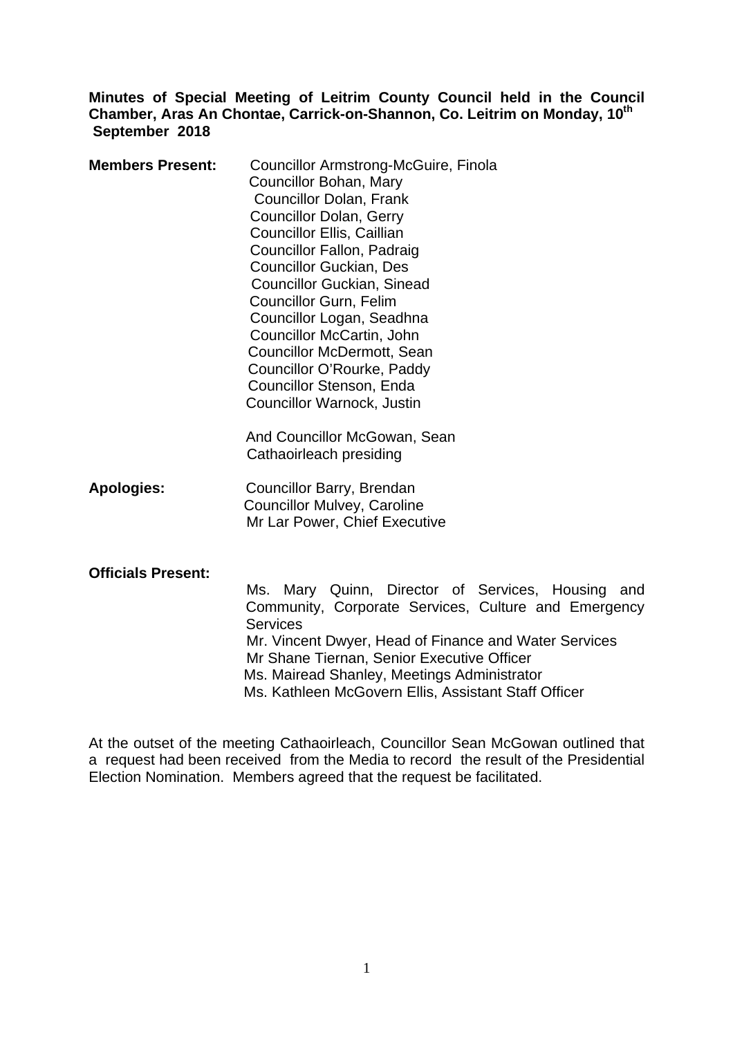**Minutes of Special Meeting of Leitrim County Council held in the Council Chamber, Aras An Chontae, Carrick-on-Shannon, Co. Leitrim on Monday, 10th September 2018**

**Members Present:**

Councillor Armstrong-McGuire, Finola
Councillor Bohan, Mary
Councillor Dolan, Frank
Councillor Dolan, Gerry
Councillor Ellis, Caillian
Councillor Fallon, Padraig
Councillor Guckian, Des
Councillor Guckian, Sinead
Councillor Gurn, Felim
Councillor Logan, Seadhna
Councillor McCartin, John
Councillor McDermott, Sean
Councillor O'Rourke, Paddy
Councillor Stenson, Enda
Councillor Warnock, Justin

And Councillor McGowan, Sean
Cathaoirleach presiding

**Apologies:**

Councillor Barry, Brendan
Councillor Mulvey, Caroline
Mr Lar Power, Chief Executive

**Officials Present:**

Ms. Mary Quinn, Director of Services, Housing and Community, Corporate Services, Culture and Emergency Services
Mr. Vincent Dwyer, Head of Finance and Water Services
Mr Shane Tiernan, Senior Executive Officer
Ms. Mairead Shanley, Meetings Administrator
Ms. Kathleen McGovern Ellis, Assistant Staff Officer

At the outset of the meeting Cathaoirleach, Councillor Sean McGowan outlined that a request had been received from the Media to record the result of the Presidential Election Nomination. Members agreed that the request be facilitated.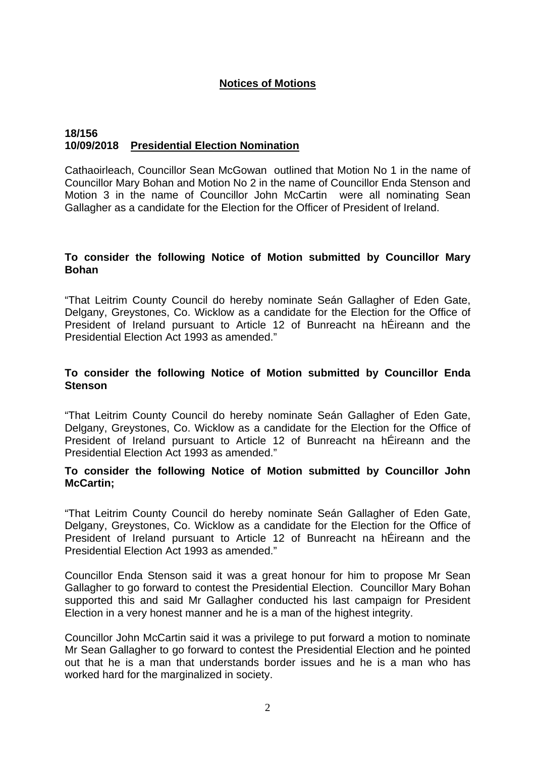## **Notices of Motions**

**18/156**
**10/09/2018 Presidential Election Nomination**

Cathaoirleach, Councillor Sean McGowan outlined that Motion No 1 in the name of Councillor Mary Bohan and Motion No 2 in the name of Councillor Enda Stenson and Motion 3 in the name of Councillor John McCartin were all nominating Sean Gallagher as a candidate for the Election for the Officer of President of Ireland.

**To consider the following Notice of Motion submitted by Councillor Mary Bohan**

"That Leitrim County Council do hereby nominate Seán Gallagher of Eden Gate, Delgany, Greystones, Co. Wicklow as a candidate for the Election for the Office of President of Ireland pursuant to Article 12 of Bunreacht na hÉireann and the Presidential Election Act 1993 as amended."

**To consider the following Notice of Motion submitted by Councillor Enda Stenson**

"That Leitrim County Council do hereby nominate Seán Gallagher of Eden Gate, Delgany, Greystones, Co. Wicklow as a candidate for the Election for the Office of President of Ireland pursuant to Article 12 of Bunreacht na hÉireann and the Presidential Election Act 1993 as amended."

**To consider the following Notice of Motion submitted by Councillor John McCartin;**

"That Leitrim County Council do hereby nominate Seán Gallagher of Eden Gate, Delgany, Greystones, Co. Wicklow as a candidate for the Election for the Office of President of Ireland pursuant to Article 12 of Bunreacht na hÉireann and the Presidential Election Act 1993 as amended."

Councillor Enda Stenson said it was a great honour for him to propose Mr Sean Gallagher to go forward to contest the Presidential Election. Councillor Mary Bohan supported this and said Mr Gallagher conducted his last campaign for President Election in a very honest manner and he is a man of the highest integrity.

Councillor John McCartin said it was a privilege to put forward a motion to nominate Mr Sean Gallagher to go forward to contest the Presidential Election and he pointed out that he is a man that understands border issues and he is a man who has worked hard for the marginalized in society.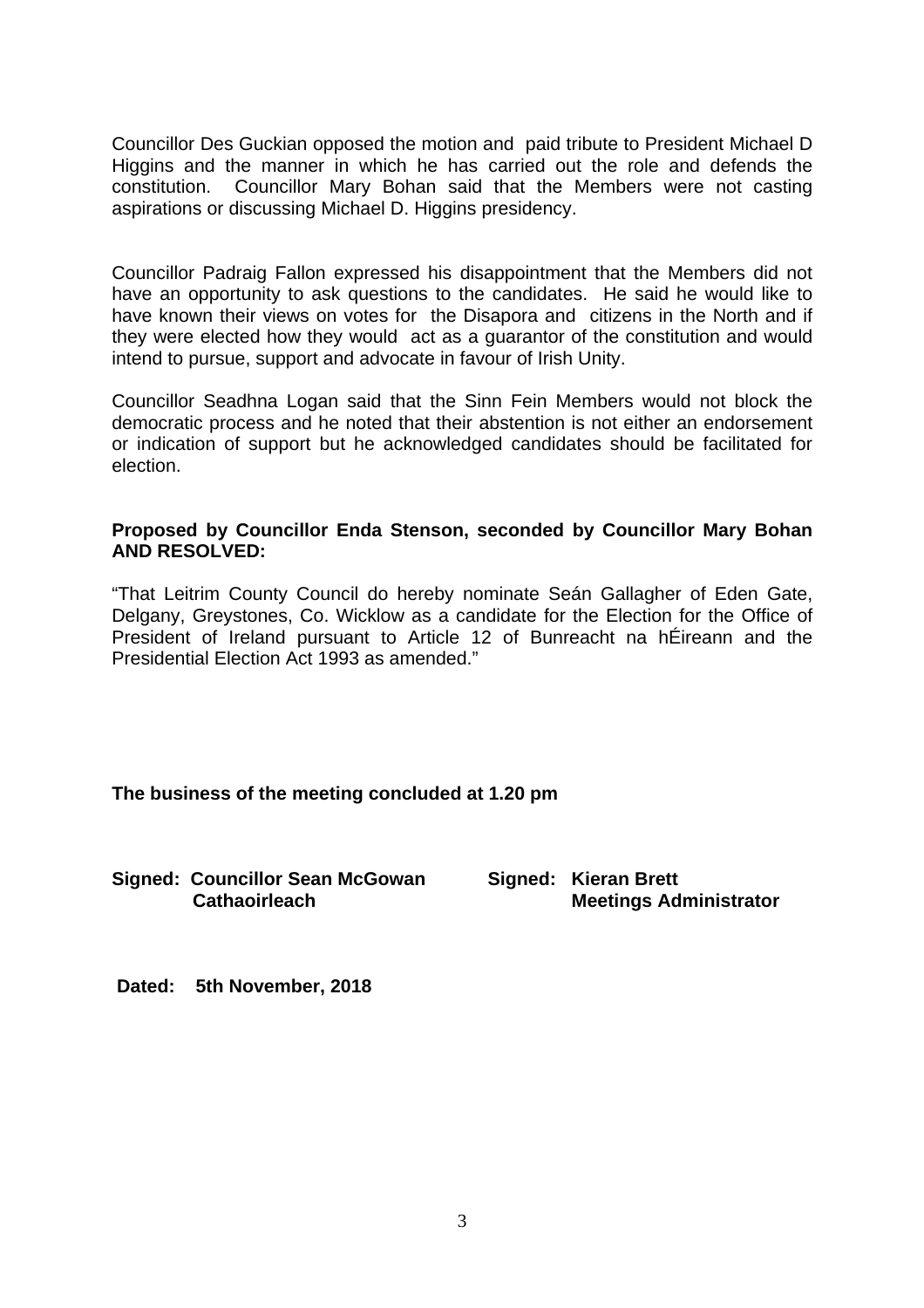Councillor Des Guckian opposed the motion and paid tribute to President Michael D Higgins and the manner in which he has carried out the role and defends the constitution. Councillor Mary Bohan said that the Members were not casting aspirations or discussing Michael D. Higgins presidency.

Councillor Padraig Fallon expressed his disappointment that the Members did not have an opportunity to ask questions to the candidates. He said he would like to have known their views on votes for the Disapora and citizens in the North and if they were elected how they would act as a guarantor of the constitution and would intend to pursue, support and advocate in favour of Irish Unity.

Councillor Seadhna Logan said that the Sinn Fein Members would not block the democratic process and he noted that their abstention is not either an endorsement or indication of support but he acknowledged candidates should be facilitated for election.

**Proposed by Councillor Enda Stenson, seconded by Councillor Mary Bohan AND RESOLVED:**

"That Leitrim County Council do hereby nominate Seán Gallagher of Eden Gate, Delgany, Greystones, Co. Wicklow as a candidate for the Election for the Office of President of Ireland pursuant to Article 12 of Bunreacht na hÉireann and the Presidential Election Act 1993 as amended."

**The business of the meeting concluded at 1.20 pm**

**Signed: Councillor Sean McGowan**
**Cathaoirleach**

**Signed: Kieran Brett**
**Meetings Administrator**

**Dated: 5th November, 2018**